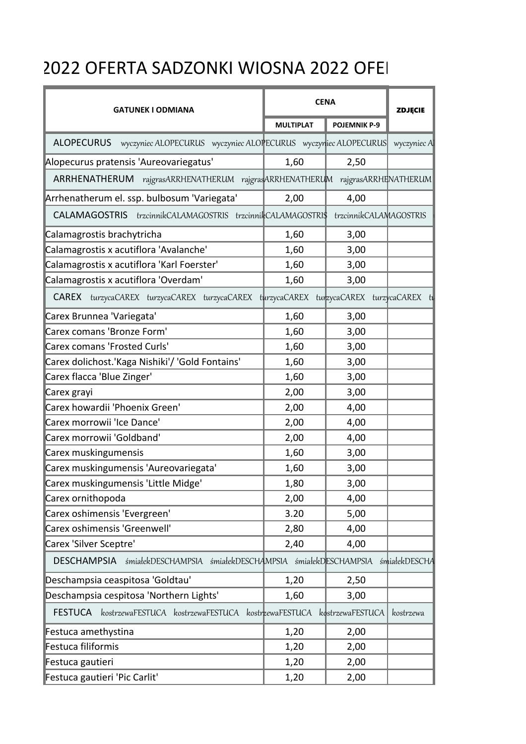# 2022 OFERTA SADZONKI WIOSNA 2022 OFE

| GATUNEK I ODMIANA | CENA | | ZDJĘCIE |
|---|---|---|---|
| | MULTIPLAT | POJEMNIK P-9 | |
| ALOPECURUS wyczyniec ALOPECURUS wyczyniec ALOPECURUS wyczyniec ALOPECURUS wyczyniec A | | | |
| Alopecurus pratensis 'Aureovariegatus' | 1,60 | 2,50 | |
| ARRHENATHERUM rajgrasARRHENATHERUM rajgrasARRHENATHERUM rajgrasARRHENATHERUM | | | |
| Arrhenatherum el. ssp. bulbosum 'Variegata' | 2,00 | 4,00 | |
| CALAMAGOSTRIS trzcinnikCALAMAGOSTRIS trzcinnikCALAMAGOSTRIS trzcinnikCALAMAGOSTRIS | | | |
| Calamagrostis brachytricha | 1,60 | 3,00 | |
| Calamagrostis x acutiflora 'Avalanche' | 1,60 | 3,00 | |
| Calamagrostis x acutiflora 'Karl Foerster' | 1,60 | 3,00 | |
| Calamagrostis x acutiflora 'Overdam' | 1,60 | 3,00 | |
| CAREX turzycaCAREX turzycaCAREX turzycaCAREX turzycaCAREX turzycaCAREX turzycaCAREX tu | | | |
| Carex Brunnea 'Variegata' | 1,60 | 3,00 | |
| Carex comans 'Bronze Form' | 1,60 | 3,00 | |
| Carex comans 'Frosted Curls' | 1,60 | 3,00 | |
| Carex dolichost.'Kaga Nishiki'/ 'Gold Fontains' | 1,60 | 3,00 | |
| Carex flacca 'Blue Zinger' | 1,60 | 3,00 | |
| Carex grayi | 2,00 | 3,00 | |
| Carex howardii 'Phoenix Green' | 2,00 | 4,00 | |
| Carex morrowii 'Ice Dance' | 2,00 | 4,00 | |
| Carex morrowii 'Goldband' | 2,00 | 4,00 | |
| Carex muskingumensis | 1,60 | 3,00 | |
| Carex muskingumensis 'Aureovariegata' | 1,60 | 3,00 | |
| Carex muskingumensis 'Little Midge' | 1,80 | 3,00 | |
| Carex ornithopoda | 2,00 | 4,00 | |
| Carex oshimensis 'Evergreen' | 3.20 | 5,00 | |
| Carex oshimensis 'Greenwell' | 2,80 | 4,00 | |
| Carex 'Silver Sceptre' | 2,40 | 4,00 | |
| DESCHAMPSIA śmiałekDESCHAMPSIA śmiałekDESCHAMPSIA śmiałekDESCHAMPSIA śmiałekDESCHA | | | |
| Deschampsia ceaspitosa 'Goldtau' | 1,20 | 2,50 | |
| Deschampsia cespitosa 'Northern Lights' | 1,60 | 3,00 | |
| FESTUCA kostrzewaFESTUCA kostrzewaFESTUCA kostrzewaFESTUCA kostrzewaFESTUCA kostrzewa | | | |
| Festuca amethystina | 1,20 | 2,00 | |
| Festuca filiformis | 1,20 | 2,00 | |
| Festuca gautieri | 1,20 | 2,00 | |
| Festuca gautieri 'Pic Carlit' | 1,20 | 2,00 | |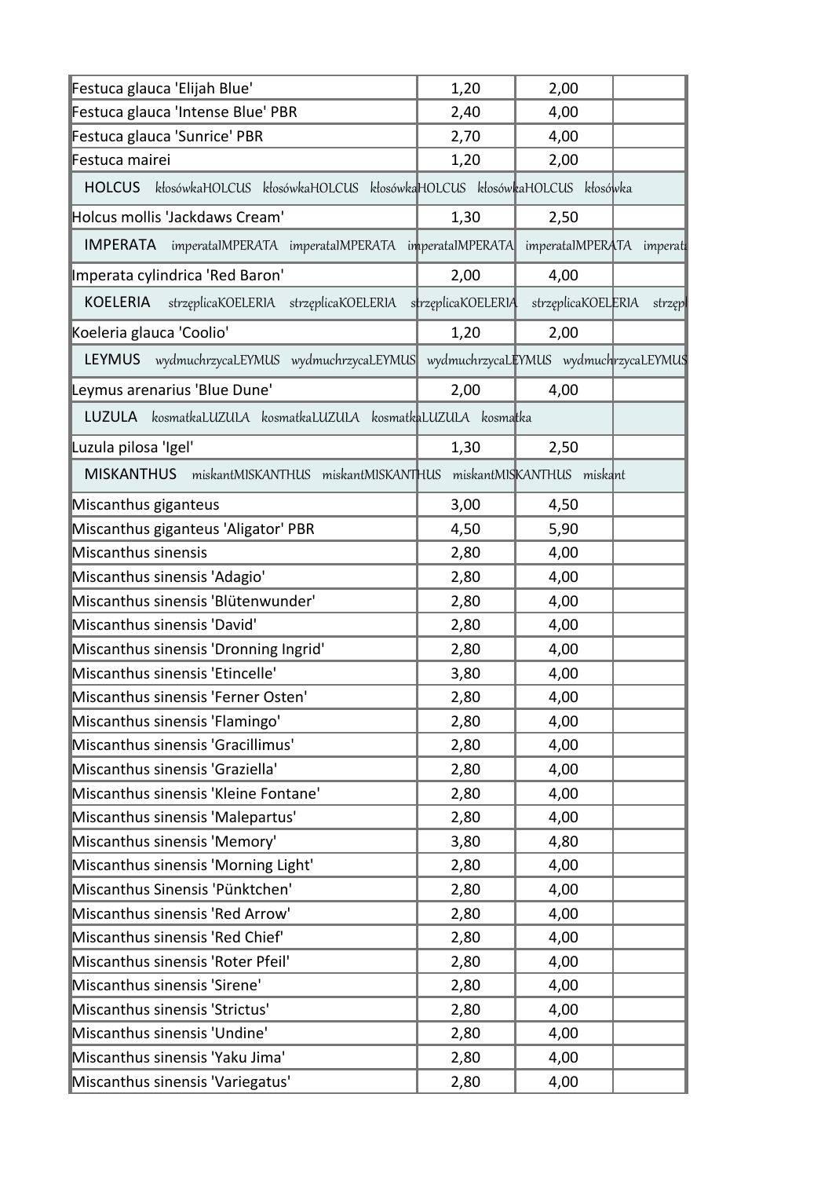| | | | |
|---|---|---|---|
| Festuca glauca 'Elijah Blue' | 1,20 | 2,00 | |
| Festuca glauca 'Intense Blue' PBR | 2,40 | 4,00 | |
| Festuca glauca 'Sunrice' PBR | 2,70 | 4,00 | |
| Festuca mairei | 1,20 | 2,00 | |
| HOLCUS kłosówkaHOLCUS kłosówkaHOLCUS kłosówkaHOLCUS kłosówkaHOLCUS kłosówka | | | |
| Holcus mollis 'Jackdaws Cream' | 1,30 | 2,50 | |
| IMPERATA imperataIMPERATA imperataIMPERATA imperataIMPERATA imperataIMPERATA imperata | | | |
| Imperata cylindrica 'Red Baron' | 2,00 | 4,00 | |
| KOELERIA strzęplicaKOELERIA strzęplicaKOELERIA strzęplicaKOELERIA strzęplicaKOELERIA strzępl | | | |
| Koeleria glauca 'Coolio' | 1,20 | 2,00 | |
| LEYMUS wydmuchrzycaLEYMUS wydmuchrzycaLEYMUS wydmuchrzycaLEYMUS wydmuchrzycaLEYMUS | | | |
| Leymus arenarius 'Blue Dune' | 2,00 | 4,00 | |
| LUZULA kosmatkaLUZULA kosmatkaLUZULA kosmatkaLUZULA kosmatka | | | |
| Luzula pilosa 'Igel' | 1,30 | 2,50 | |
| MISKANTHUS miskantMISKANTHUS miskantMISKANTHUS miskantMISKANTHUS miskant | | | |
| Miscanthus giganteus | 3,00 | 4,50 | |
| Miscanthus giganteus 'Aligator' PBR | 4,50 | 5,90 | |
| Miscanthus sinensis | 2,80 | 4,00 | |
| Miscanthus sinensis 'Adagio' | 2,80 | 4,00 | |
| Miscanthus sinensis 'Blütenwunder' | 2,80 | 4,00 | |
| Miscanthus sinensis 'David' | 2,80 | 4,00 | |
| Miscanthus sinensis 'Dronning Ingrid' | 2,80 | 4,00 | |
| Miscanthus sinensis 'Etincelle' | 3,80 | 4,00 | |
| Miscanthus sinensis 'Ferner Osten' | 2,80 | 4,00 | |
| Miscanthus sinensis 'Flamingo' | 2,80 | 4,00 | |
| Miscanthus sinensis 'Gracillimus' | 2,80 | 4,00 | |
| Miscanthus sinensis 'Graziella' | 2,80 | 4,00 | |
| Miscanthus sinensis 'Kleine Fontane' | 2,80 | 4,00 | |
| Miscanthus sinensis 'Malepartus' | 2,80 | 4,00 | |
| Miscanthus sinensis 'Memory' | 3,80 | 4,80 | |
| Miscanthus sinensis 'Morning Light' | 2,80 | 4,00 | |
| Miscanthus Sinensis 'Pünktchen' | 2,80 | 4,00 | |
| Miscanthus sinensis 'Red Arrow' | 2,80 | 4,00 | |
| Miscanthus sinensis 'Red Chief' | 2,80 | 4,00 | |
| Miscanthus sinensis 'Roter Pfeil' | 2,80 | 4,00 | |
| Miscanthus sinensis 'Sirene' | 2,80 | 4,00 | |
| Miscanthus sinensis 'Strictus' | 2,80 | 4,00 | |
| Miscanthus sinensis 'Undine' | 2,80 | 4,00 | |
| Miscanthus sinensis 'Yaku Jima' | 2,80 | 4,00 | |
| Miscanthus sinensis 'Variegatus' | 2,80 | 4,00 | |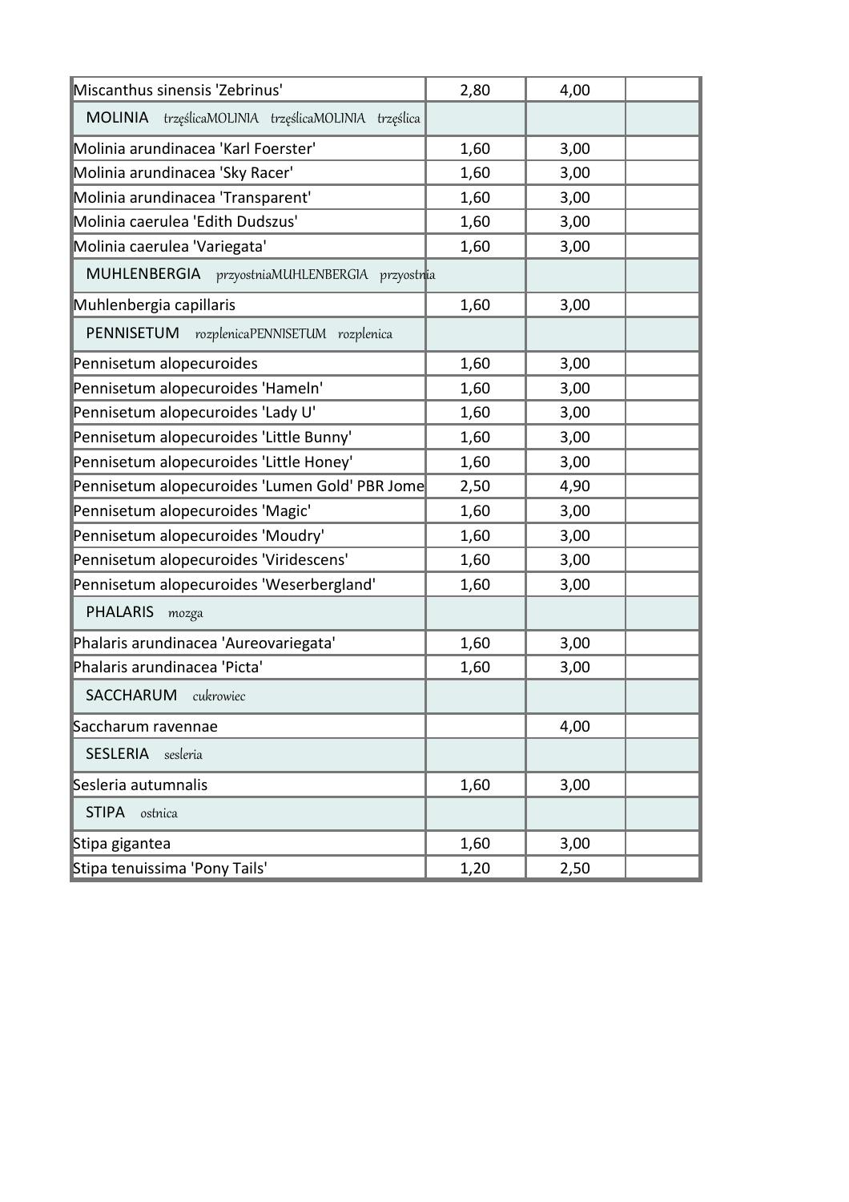| | | | |
|---|---|---|---|
| Miscanthus sinensis 'Zebrinus' | 2,80 | 4,00 | |
| MOLINIA trzęślicaMOLINIA trzęślicaMOLINIA trzęślica | | | |
| Molinia arundinacea 'Karl Foerster' | 1,60 | 3,00 | |
| Molinia arundinacea 'Sky Racer' | 1,60 | 3,00 | |
| Molinia arundinacea 'Transparent' | 1,60 | 3,00 | |
| Molinia caerulea 'Edith Dudszus' | 1,60 | 3,00 | |
| Molinia caerulea 'Variegata' | 1,60 | 3,00 | |
| MUHLENBERGIA przyostniaMUHLENBERGIA przyostnia | | | |
| Muhlenbergia capillaris | 1,60 | 3,00 | |
| PENNISETUM rozplenicaPENNISETUM rozplenica | | | |
| Pennisetum alopecuroides | 1,60 | 3,00 | |
| Pennisetum alopecuroides 'Hameln' | 1,60 | 3,00 | |
| Pennisetum alopecuroides 'Lady U' | 1,60 | 3,00 | |
| Pennisetum alopecuroides 'Little Bunny' | 1,60 | 3,00 | |
| Pennisetum alopecuroides 'Little Honey' | 1,60 | 3,00 | |
| Pennisetum alopecuroides 'Lumen Gold' PBR Jome | 2,50 | 4,90 | |
| Pennisetum alopecuroides 'Magic' | 1,60 | 3,00 | |
| Pennisetum alopecuroides 'Moudry' | 1,60 | 3,00 | |
| Pennisetum alopecuroides 'Viridescens' | 1,60 | 3,00 | |
| Pennisetum alopecuroides 'Weserbergland' | 1,60 | 3,00 | |
| PHALARIS mozga | | | |
| Phalaris arundinacea 'Aureovariegata' | 1,60 | 3,00 | |
| Phalaris arundinacea 'Picta' | 1,60 | 3,00 | |
| SACCHARUM cukrowiec | | | |
| Saccharum ravennae | | 4,00 | |
| SESLERIA sesleria | | | |
| Sesleria autumnalis | 1,60 | 3,00 | |
| STIPA ostnica | | | |
| Stipa gigantea | 1,60 | 3,00 | |
| Stipa tenuissima 'Pony Tails' | 1,20 | 2,50 | |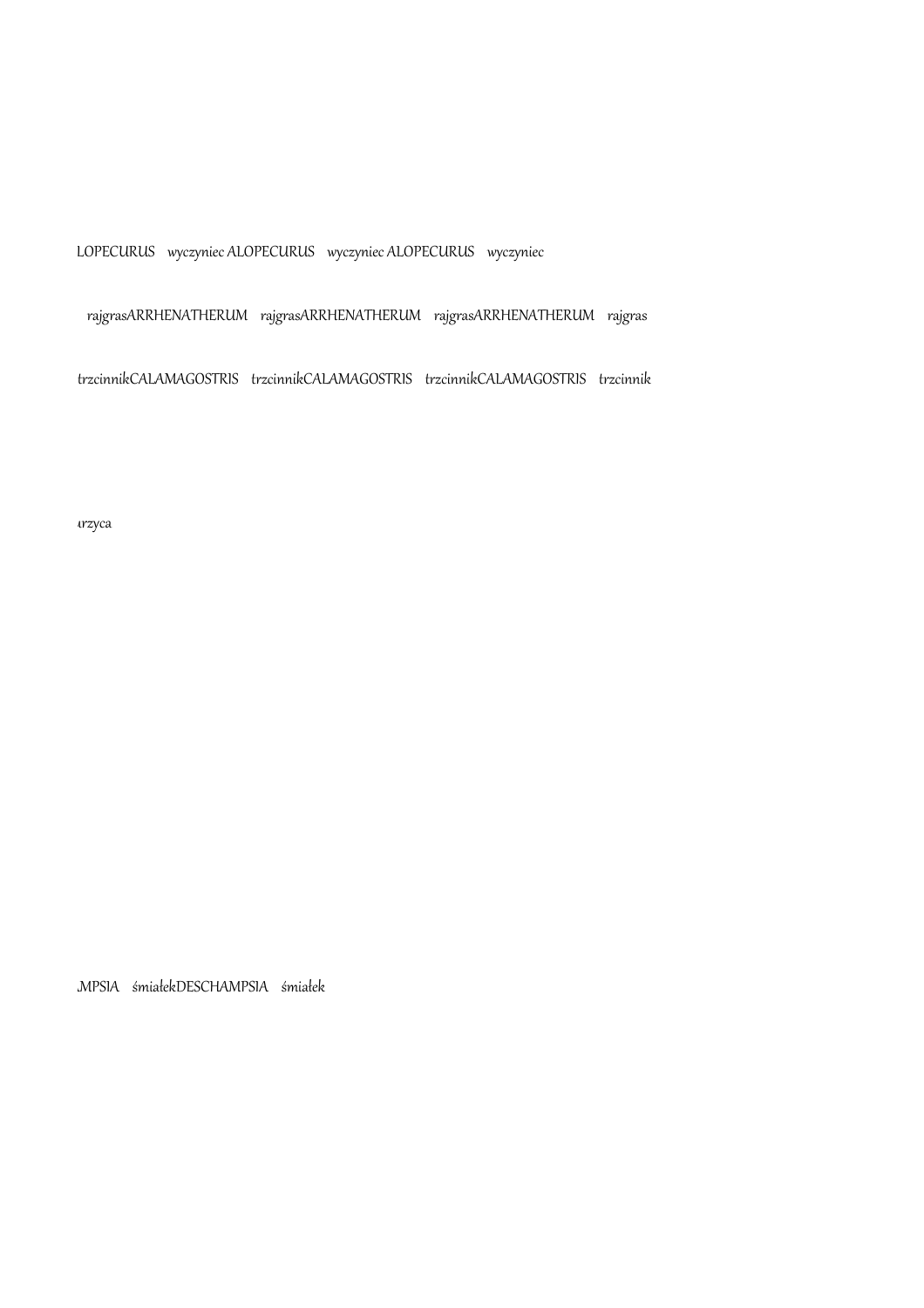LOPECURUS wyczyniec ALOPECURUS wyczyniec ALOPECURUS wyczyniec

rajgrasARRHENATHERUM rajgrasARRHENATHERUM rajgrasARRHENATHERUM rajgras

trzcinnikCALAMAGOSTRIS trzcinnikCALAMAGOSTRIS trzcinnikCALAMAGOSTRIS trzcinnik

ırzyca

.MPSIA śmiałekDESCHAMPSIA śmiałek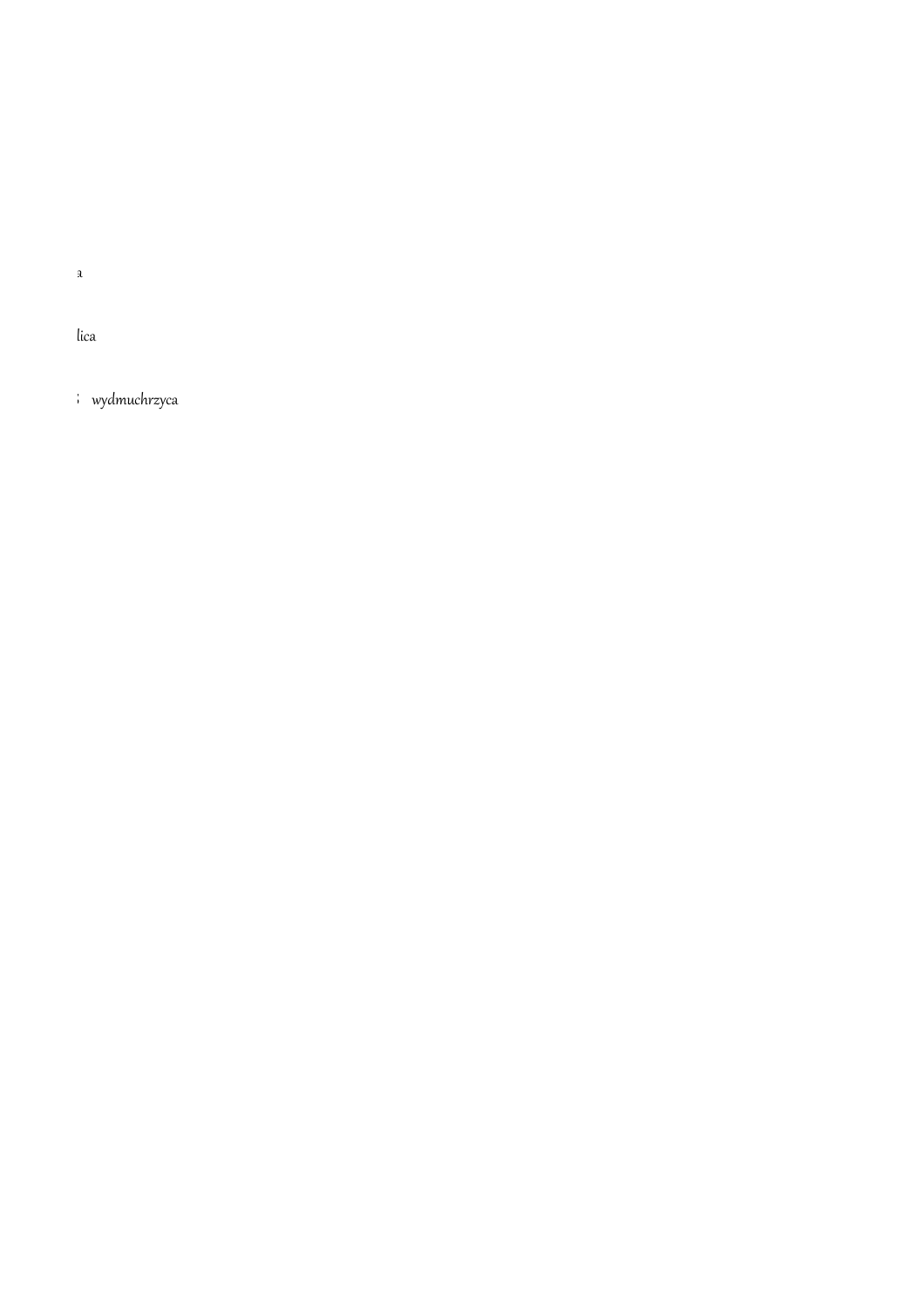a

lica

: wydmuchrzyca